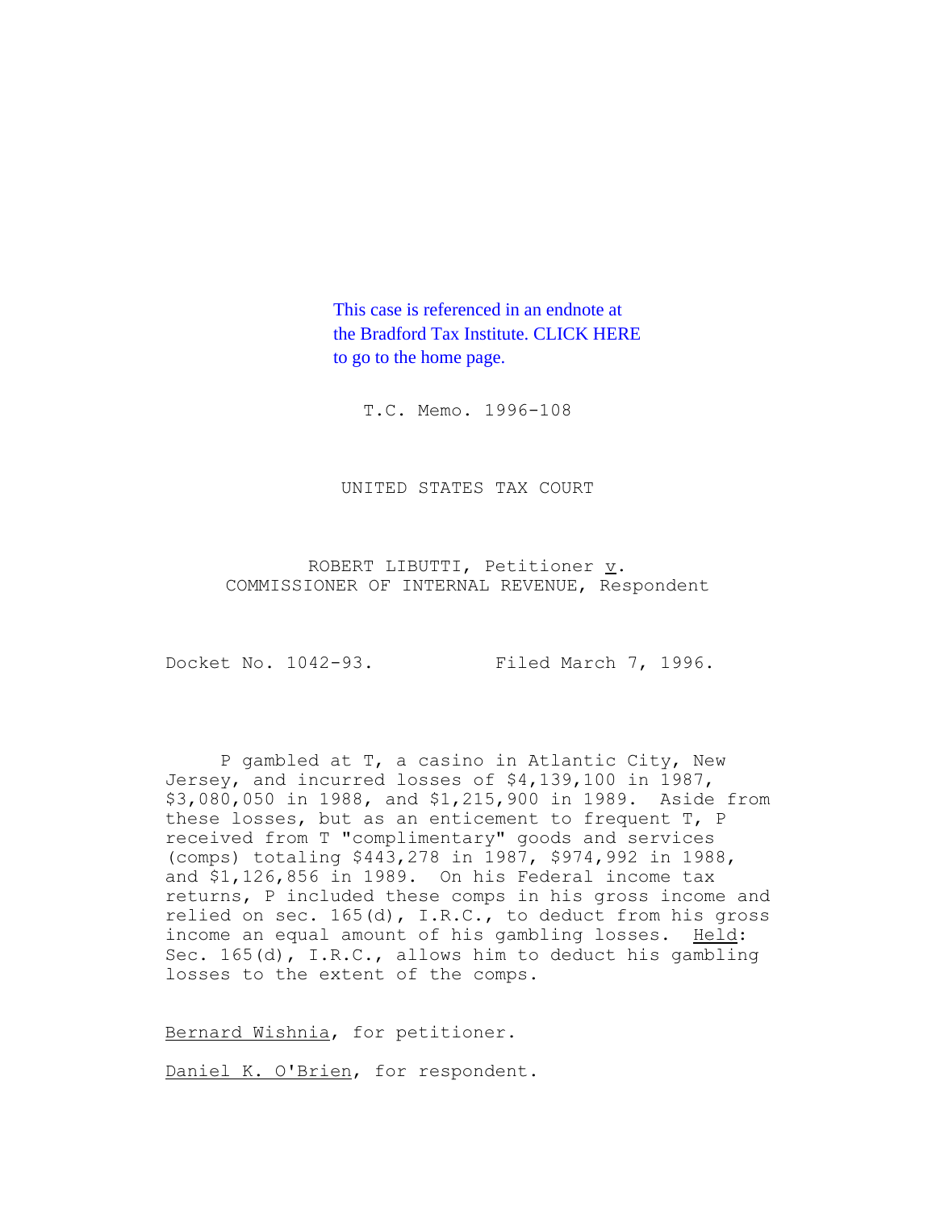This case is referenced in an endnote at the Bradford Tax Institute. CLICK HERE to go to the home page.

T.C. Memo. 1996-108

UNITED STATES TAX COURT

ROBERT LIBUTTI, Petitioner *v.* COMMISSIONER OF INTERNAL REVENUE, Respondent

Docket No. 1042-93. Filed March 7, 1996.

P gambled at T, a casino in Atlantic City, New Jersey, and incurred losses of $4,139,100 in 1987, $3,080,050 in 1988, and $1,215,900 in 1989. Aside from these losses, but as an enticement to frequent T, P received from T "complimentary" goods and services (comps) totaling $443,278 in 1987, $974,992 in 1988, and $1,126,856 in 1989. On his Federal income tax returns, P included these comps in his gross income and relied on sec. 165(d), I.R.C., to deduct from his gross income an equal amount of his gambling losses. Held: Sec. 165(d), I.R.C., allows him to deduct his gambling losses to the extent of the comps.

Bernard Wishnia, for petitioner.

Daniel K. O'Brien, for respondent.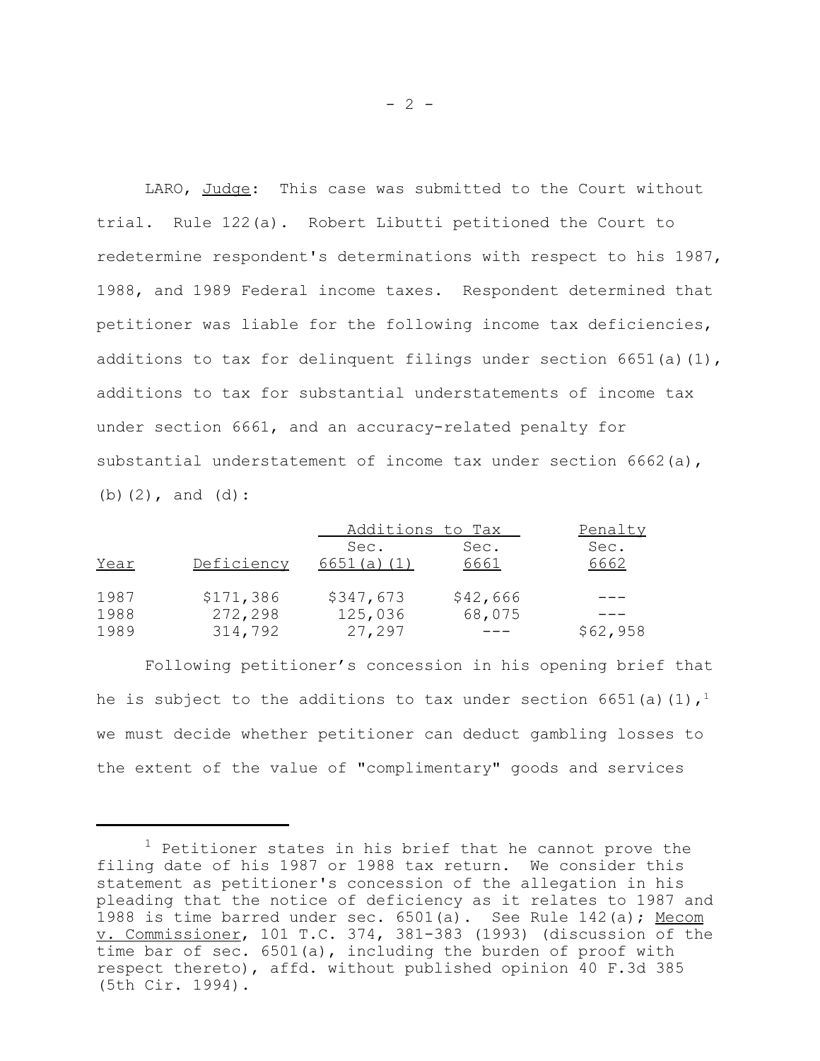LARO, Judge: This case was submitted to the Court without trial. Rule 122(a). Robert Libutti petitioned the Court to redetermine respondent's determinations with respect to his 1987, 1988, and 1989 Federal income taxes. Respondent determined that petitioner was liable for the following income tax deficiencies, additions to tax for delinquent filings under section 6651(a)(1), additions to tax for substantial understatements of income tax under section 6661, and an accuracy-related penalty for substantial understatement of income tax under section 6662(a), (b)(2), and (d):

| | | Additions to Tax | | Penalty |
|---|---|---|---|---|
| Year | Deficiency | Sec. 6651(a)(1) | Sec. 6661 | Sec. 6662 |
| 1987 | $171,386 | $347,673 | $42,666 | --- |
| 1988 | 272,298 | 125,036 | 68,075 | --- |
| 1989 | 314,792 | 27,297 | --- | $62,958 |

Following petitioner's concession in his opening brief that he is subject to the additions to tax under section 6651(a)(1),[1] we must decide whether petitioner can deduct gambling losses to the extent of the value of "complimentary" goods and services

[1] Petitioner states in his brief that he cannot prove the filing date of his 1987 or 1988 tax return. We consider this statement as petitioner's concession of the allegation in his pleading that the notice of deficiency as it relates to 1987 and 1988 is time barred under sec. 6501(a). See Rule 142(a); Mecom v. Commissioner, 101 T.C. 374, 381-383 (1993) (discussion of the time bar of sec. 6501(a), including the burden of proof with respect thereto), affd. without published opinion 40 F.3d 385 (5th Cir. 1994).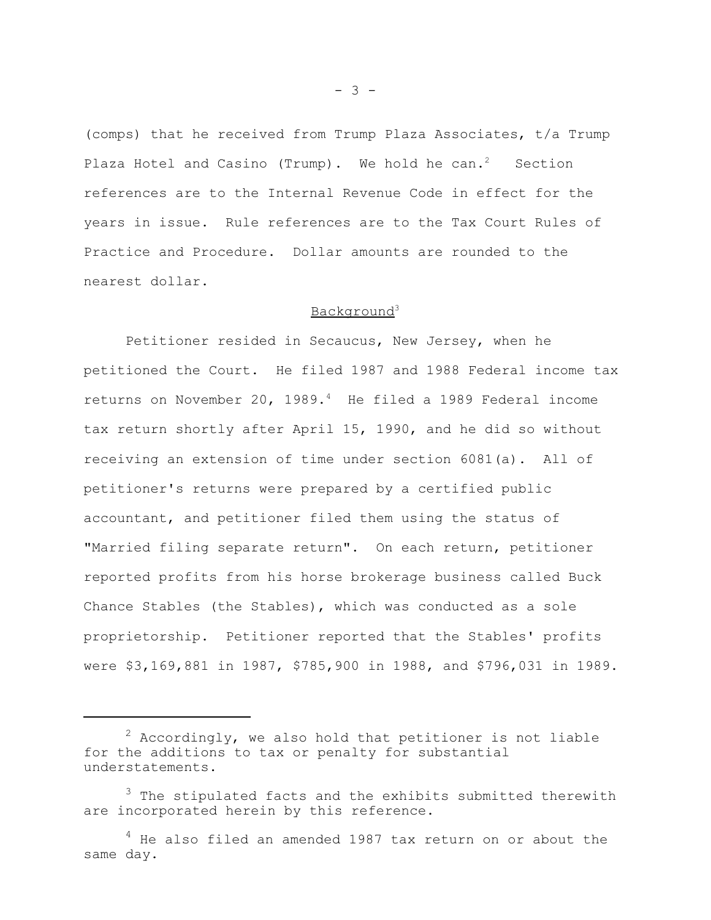(comps) that he received from Trump Plaza Associates, t/a Trump Plaza Hotel and Casino (Trump). We hold he can.[2] Section references are to the Internal Revenue Code in effect for the years in issue. Rule references are to the Tax Court Rules of Practice and Procedure. Dollar amounts are rounded to the nearest dollar.

## Background[3]

Petitioner resided in Secaucus, New Jersey, when he petitioned the Court. He filed 1987 and 1988 Federal income tax returns on November 20, 1989.[4] He filed a 1989 Federal income tax return shortly after April 15, 1990, and he did so without receiving an extension of time under section 6081(a). All of petitioner's returns were prepared by a certified public accountant, and petitioner filed them using the status of "Married filing separate return". On each return, petitioner reported profits from his horse brokerage business called Buck Chance Stables (the Stables), which was conducted as a sole proprietorship. Petitioner reported that the Stables' profits were $3,169,881 in 1987, $785,900 in 1988, and $796,031 in 1989.

---

[2] Accordingly, we also hold that petitioner is not liable for the additions to tax or penalty for substantial understatements.

[3] The stipulated facts and the exhibits submitted therewith are incorporated herein by this reference.

[4] He also filed an amended 1987 tax return on or about the same day.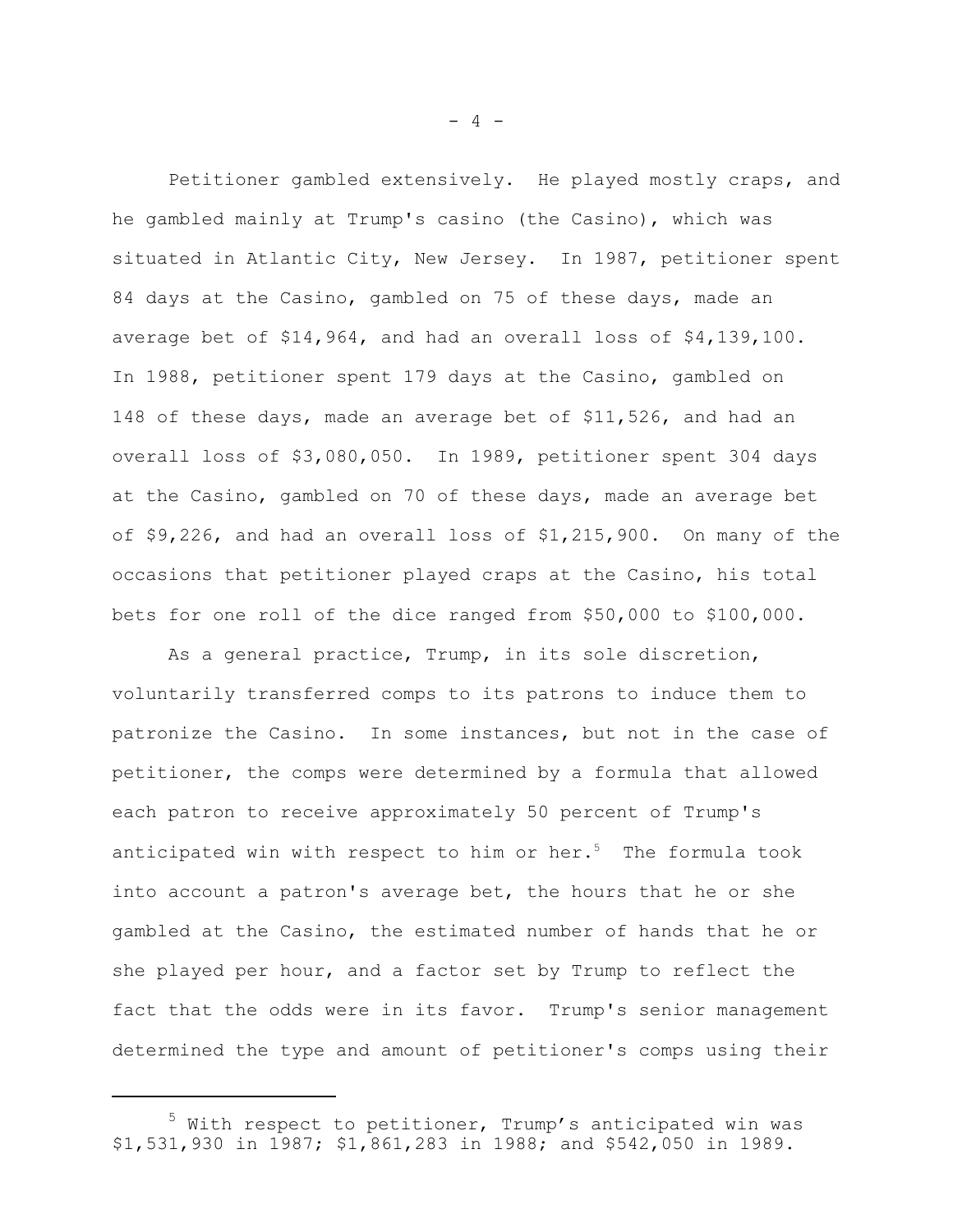Petitioner gambled extensively. He played mostly craps, and he gambled mainly at Trump's casino (the Casino), which was situated in Atlantic City, New Jersey. In 1987, petitioner spent 84 days at the Casino, gambled on 75 of these days, made an average bet of $14,964, and had an overall loss of $4,139,100. In 1988, petitioner spent 179 days at the Casino, gambled on 148 of these days, made an average bet of $11,526, and had an overall loss of $3,080,050. In 1989, petitioner spent 304 days at the Casino, gambled on 70 of these days, made an average bet of $9,226, and had an overall loss of $1,215,900. On many of the occasions that petitioner played craps at the Casino, his total bets for one roll of the dice ranged from $50,000 to $100,000.

As a general practice, Trump, in its sole discretion, voluntarily transferred comps to its patrons to induce them to patronize the Casino. In some instances, but not in the case of petitioner, the comps were determined by a formula that allowed each patron to receive approximately 50 percent of Trump's anticipated win with respect to him or her.[5] The formula took into account a patron's average bet, the hours that he or she gambled at the Casino, the estimated number of hands that he or she played per hour, and a factor set by Trump to reflect the fact that the odds were in its favor. Trump's senior management determined the type and amount of petitioner's comps using their

---

[5] With respect to petitioner, Trump's anticipated win was $1,531,930 in 1987; $1,861,283 in 1988; and $542,050 in 1989.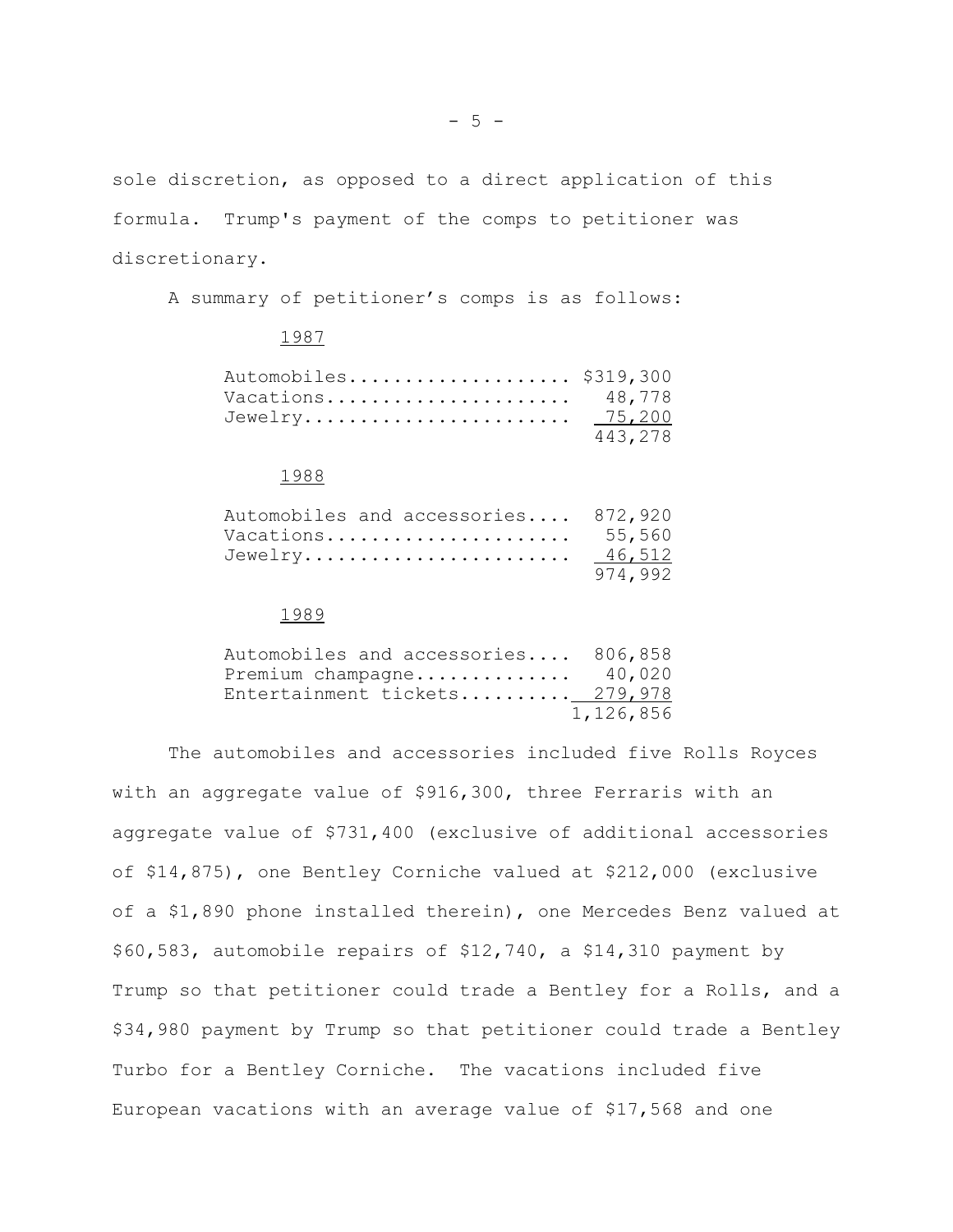sole discretion, as opposed to a direct application of this formula. Trump's payment of the comps to petitioner was discretionary.

A summary of petitioner's comps is as follows:

1987

| | |
|---|---|
| Automobiles | $319,300 |
| Vacations | 48,778 |
| Jewelry | 75,200 |
| | 443,278 |

1988

| | |
|---|---|
| Automobiles and accessories | 872,920 |
| Vacations | 55,560 |
| Jewelry | 46,512 |
| | 974,992 |

1989

| | |
|---|---|
| Automobiles and accessories | 806,858 |
| Premium champagne | 40,020 |
| Entertainment tickets | 279,978 |
| | 1,126,856 |

The automobiles and accessories included five Rolls Royces with an aggregate value of $916,300, three Ferraris with an aggregate value of $731,400 (exclusive of additional accessories of $14,875), one Bentley Corniche valued at $212,000 (exclusive of a $1,890 phone installed therein), one Mercedes Benz valued at $60,583, automobile repairs of $12,740, a $14,310 payment by Trump so that petitioner could trade a Bentley for a Rolls, and a $34,980 payment by Trump so that petitioner could trade a Bentley Turbo for a Bentley Corniche. The vacations included five European vacations with an average value of $17,568 and one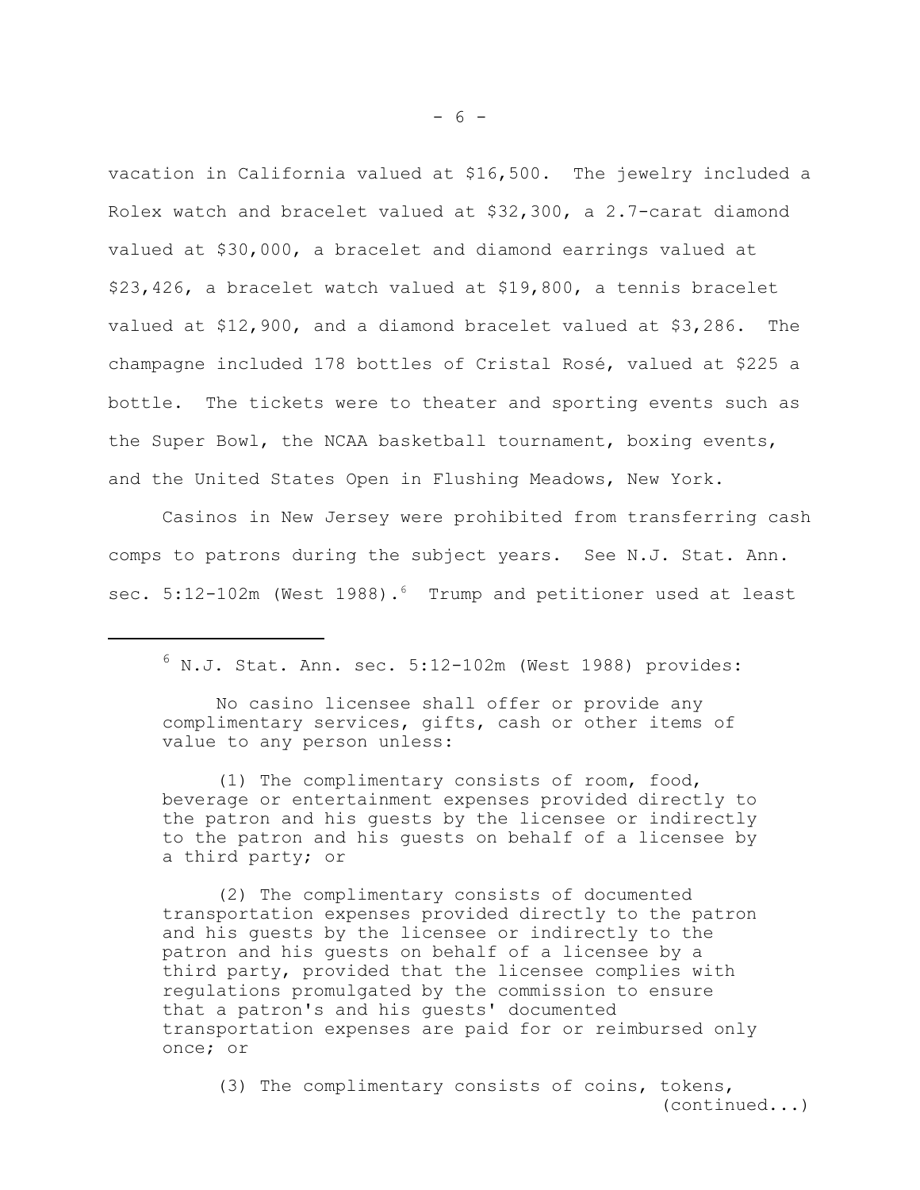vacation in California valued at $16,500. The jewelry included a Rolex watch and bracelet valued at $32,300, a 2.7-carat diamond valued at $30,000, a bracelet and diamond earrings valued at $23,426, a bracelet watch valued at $19,800, a tennis bracelet valued at $12,900, and a diamond bracelet valued at $3,286. The champagne included 178 bottles of Cristal Rosé, valued at $225 a bottle. The tickets were to theater and sporting events such as the Super Bowl, the NCAA basketball tournament, boxing events, and the United States Open in Flushing Meadows, New York.

Casinos in New Jersey were prohibited from transferring cash comps to patrons during the subject years. See N.J. Stat. Ann. sec. 5:12-102m (West 1988).[6] Trump and petitioner used at least

---

[6] N.J. Stat. Ann. sec. 5:12-102m (West 1988) provides:

> No casino licensee shall offer or provide any complimentary services, gifts, cash or other items of value to any person unless:
>
> (1) The complimentary consists of room, food, beverage or entertainment expenses provided directly to the patron and his guests by the licensee or indirectly to the patron and his guests on behalf of a licensee by a third party; or
>
> (2) The complimentary consists of documented transportation expenses provided directly to the patron and his guests by the licensee or indirectly to the patron and his guests on behalf of a licensee by a third party, provided that the licensee complies with regulations promulgated by the commission to ensure that a patron's and his guests' documented transportation expenses are paid for or reimbursed only once; or
>
> (3) The complimentary consists of coins, tokens,

(continued...)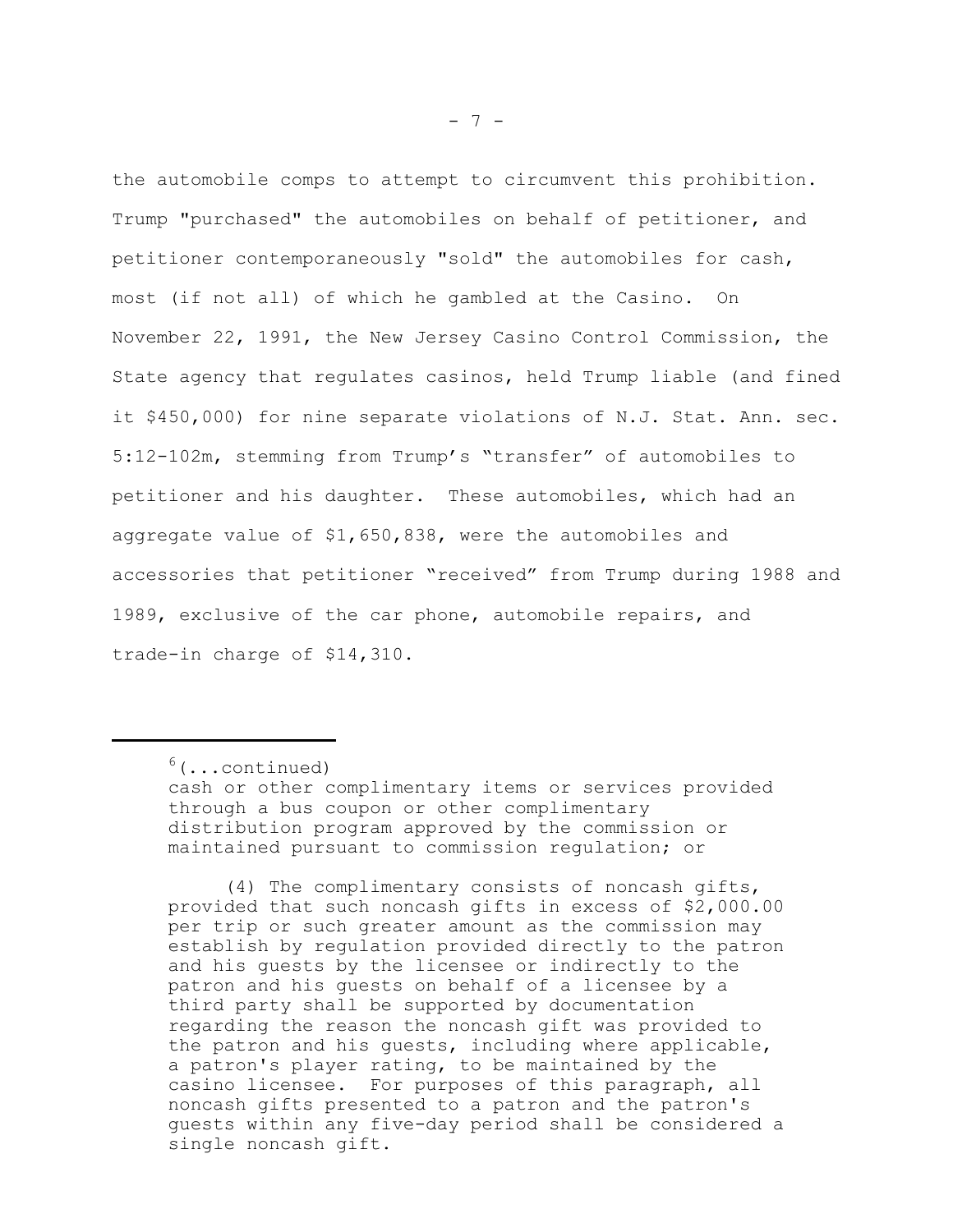the automobile comps to attempt to circumvent this prohibition. Trump "purchased" the automobiles on behalf of petitioner, and petitioner contemporaneously "sold" the automobiles for cash, most (if not all) of which he gambled at the Casino. On November 22, 1991, the New Jersey Casino Control Commission, the State agency that regulates casinos, held Trump liable (and fined it $450,000) for nine separate violations of N.J. Stat. Ann. sec. 5:12-102m, stemming from Trump's "transfer" of automobiles to petitioner and his daughter. These automobiles, which had an aggregate value of $1,650,838, were the automobiles and accessories that petitioner "received" from Trump during 1988 and 1989, exclusive of the car phone, automobile repairs, and trade-in charge of $14,310.

---

[6](...continued)
cash or other complimentary items or services provided through a bus coupon or other complimentary distribution program approved by the commission or maintained pursuant to commission regulation; or

(4) The complimentary consists of noncash gifts, provided that such noncash gifts in excess of $2,000.00 per trip or such greater amount as the commission may establish by regulation provided directly to the patron and his guests by the licensee or indirectly to the patron and his guests on behalf of a licensee by a third party shall be supported by documentation regarding the reason the noncash gift was provided to the patron and his guests, including where applicable, a patron's player rating, to be maintained by the casino licensee. For purposes of this paragraph, all noncash gifts presented to a patron and the patron's guests within any five-day period shall be considered a single noncash gift.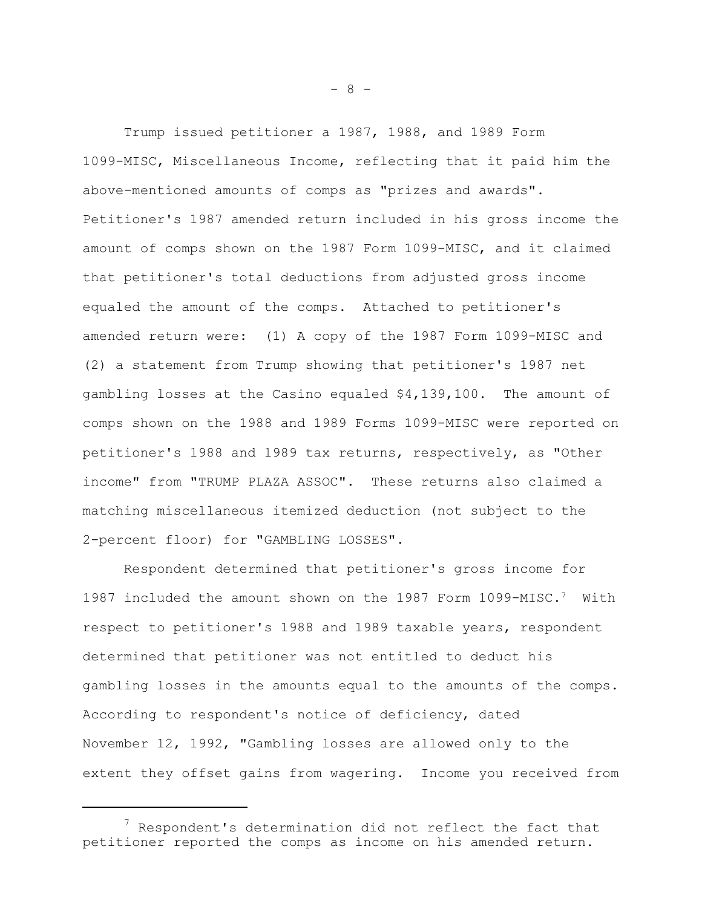Trump issued petitioner a 1987, 1988, and 1989 Form 1099-MISC, Miscellaneous Income, reflecting that it paid him the above-mentioned amounts of comps as "prizes and awards". Petitioner's 1987 amended return included in his gross income the amount of comps shown on the 1987 Form 1099-MISC, and it claimed that petitioner's total deductions from adjusted gross income equaled the amount of the comps. Attached to petitioner's amended return were: (1) A copy of the 1987 Form 1099-MISC and (2) a statement from Trump showing that petitioner's 1987 net gambling losses at the Casino equaled $4,139,100. The amount of comps shown on the 1988 and 1989 Forms 1099-MISC were reported on petitioner's 1988 and 1989 tax returns, respectively, as "Other income" from "TRUMP PLAZA ASSOC". These returns also claimed a matching miscellaneous itemized deduction (not subject to the 2-percent floor) for "GAMBLING LOSSES".

Respondent determined that petitioner's gross income for 1987 included the amount shown on the 1987 Form 1099-MISC.[7] With respect to petitioner's 1988 and 1989 taxable years, respondent determined that petitioner was not entitled to deduct his gambling losses in the amounts equal to the amounts of the comps. According to respondent's notice of deficiency, dated November 12, 1992, "Gambling losses are allowed only to the extent they offset gains from wagering. Income you received from

---

[7] Respondent's determination did not reflect the fact that petitioner reported the comps as income on his amended return.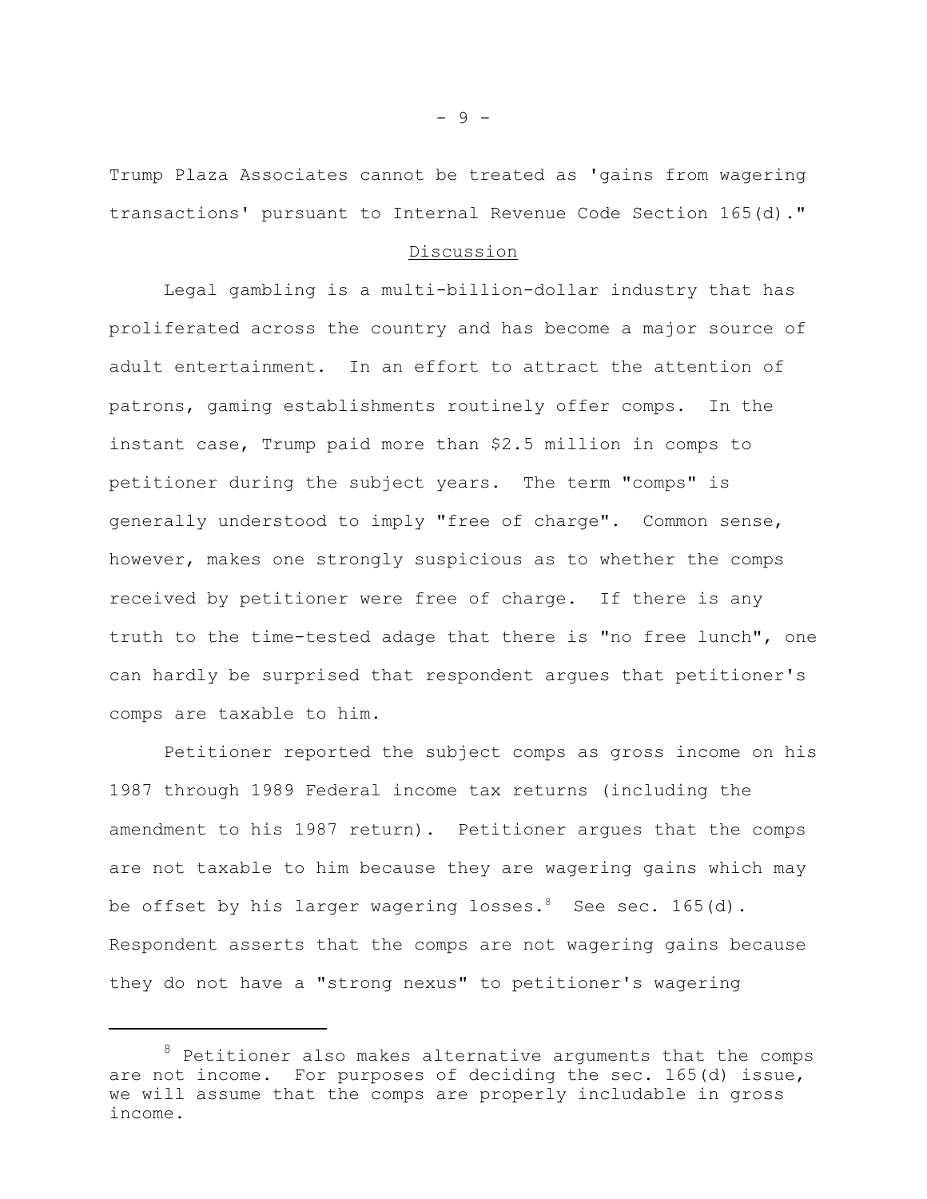Trump Plaza Associates cannot be treated as 'gains from wagering transactions' pursuant to Internal Revenue Code Section 165(d)."

## Discussion

Legal gambling is a multi-billion-dollar industry that has proliferated across the country and has become a major source of adult entertainment. In an effort to attract the attention of patrons, gaming establishments routinely offer comps. In the instant case, Trump paid more than $2.5 million in comps to petitioner during the subject years. The term "comps" is generally understood to imply "free of charge". Common sense, however, makes one strongly suspicious as to whether the comps received by petitioner were free of charge. If there is any truth to the time-tested adage that there is "no free lunch", one can hardly be surprised that respondent argues that petitioner's comps are taxable to him.

Petitioner reported the subject comps as gross income on his 1987 through 1989 Federal income tax returns (including the amendment to his 1987 return). Petitioner argues that the comps are not taxable to him because they are wagering gains which may be offset by his larger wagering losses.[8] See sec. 165(d). Respondent asserts that the comps are not wagering gains because they do not have a "strong nexus" to petitioner's wagering

---

[8] Petitioner also makes alternative arguments that the comps are not income. For purposes of deciding the sec. 165(d) issue, we will assume that the comps are properly includable in gross income.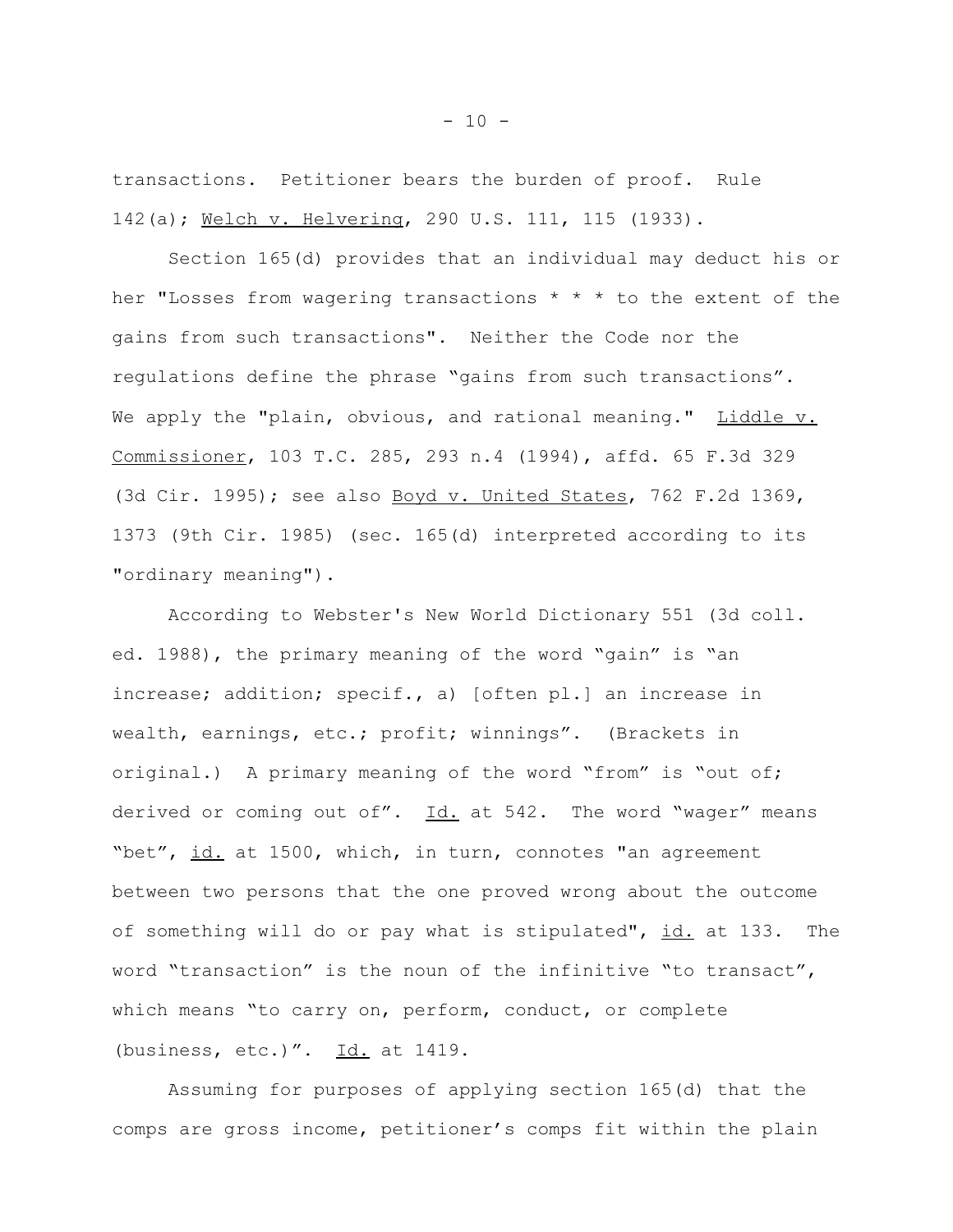transactions. Petitioner bears the burden of proof. Rule 142(a); Welch v. Helvering, 290 U.S. 111, 115 (1933).

Section 165(d) provides that an individual may deduct his or her "Losses from wagering transactions * * * to the extent of the gains from such transactions". Neither the Code nor the regulations define the phrase "gains from such transactions". We apply the "plain, obvious, and rational meaning." Liddle v. Commissioner, 103 T.C. 285, 293 n.4 (1994), affd. 65 F.3d 329 (3d Cir. 1995); see also Boyd v. United States, 762 F.2d 1369, 1373 (9th Cir. 1985) (sec. 165(d) interpreted according to its "ordinary meaning").

According to Webster's New World Dictionary 551 (3d coll. ed. 1988), the primary meaning of the word "gain" is "an increase; addition; specif., a) [often pl.] an increase in wealth, earnings, etc.; profit; winnings". (Brackets in original.) A primary meaning of the word "from" is "out of; derived or coming out of". Id. at 542. The word "wager" means "bet", id. at 1500, which, in turn, connotes "an agreement between two persons that the one proved wrong about the outcome of something will do or pay what is stipulated", id. at 133. The word "transaction" is the noun of the infinitive "to transact", which means "to carry on, perform, conduct, or complete (business, etc.)". Id. at 1419.

Assuming for purposes of applying section 165(d) that the comps are gross income, petitioner's comps fit within the plain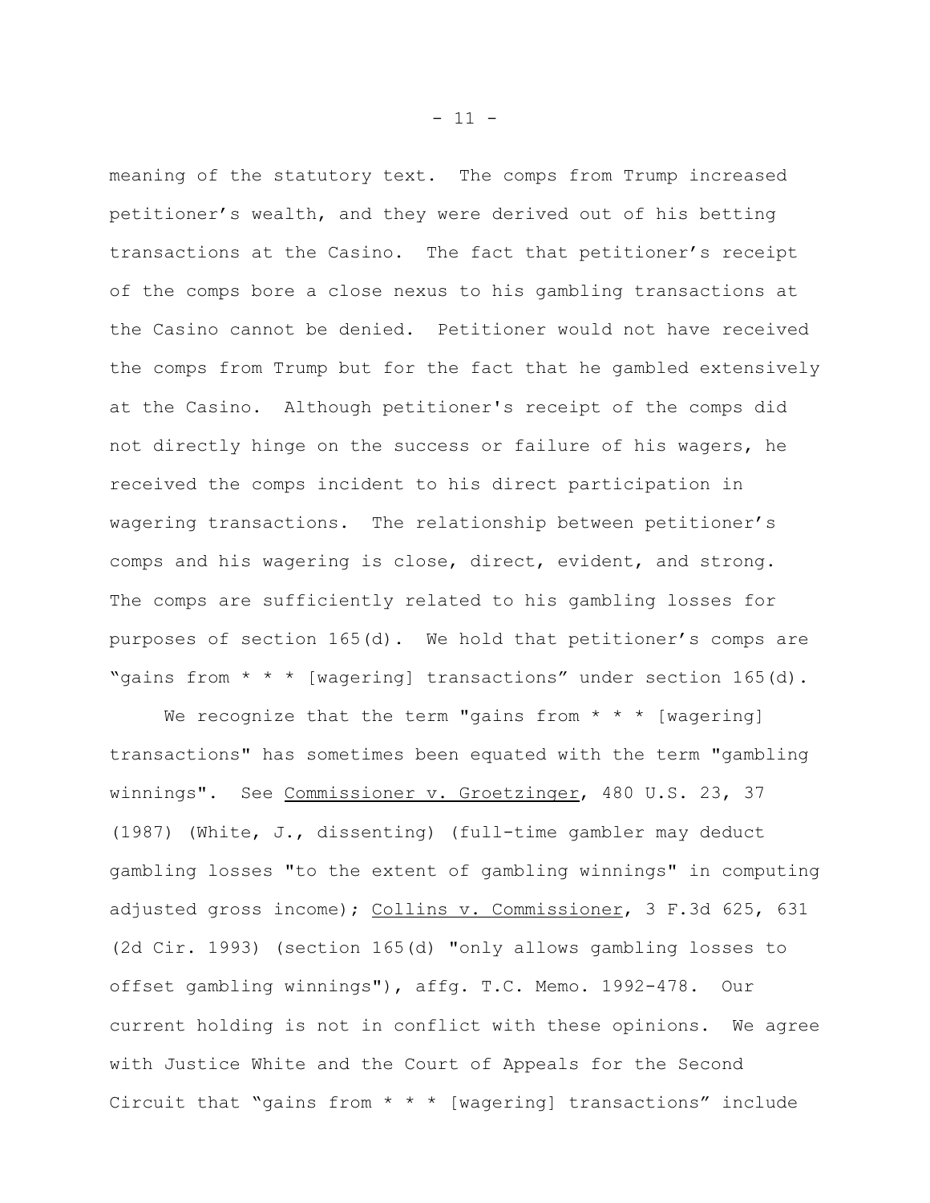meaning of the statutory text. The comps from Trump increased petitioner's wealth, and they were derived out of his betting transactions at the Casino. The fact that petitioner's receipt of the comps bore a close nexus to his gambling transactions at the Casino cannot be denied. Petitioner would not have received the comps from Trump but for the fact that he gambled extensively at the Casino. Although petitioner's receipt of the comps did not directly hinge on the success or failure of his wagers, he received the comps incident to his direct participation in wagering transactions. The relationship between petitioner's comps and his wagering is close, direct, evident, and strong. The comps are sufficiently related to his gambling losses for purposes of section 165(d). We hold that petitioner's comps are "gains from * * * [wagering] transactions" under section 165(d).

We recognize that the term "gains from * * * [wagering] transactions" has sometimes been equated with the term "gambling winnings". See Commissioner v. Groetzinger, 480 U.S. 23, 37 (1987) (White, J., dissenting) (full-time gambler may deduct gambling losses "to the extent of gambling winnings" in computing adjusted gross income); Collins v. Commissioner, 3 F.3d 625, 631 (2d Cir. 1993) (section 165(d) "only allows gambling losses to offset gambling winnings"), affg. T.C. Memo. 1992-478. Our current holding is not in conflict with these opinions. We agree with Justice White and the Court of Appeals for the Second Circuit that "gains from * * * [wagering] transactions" include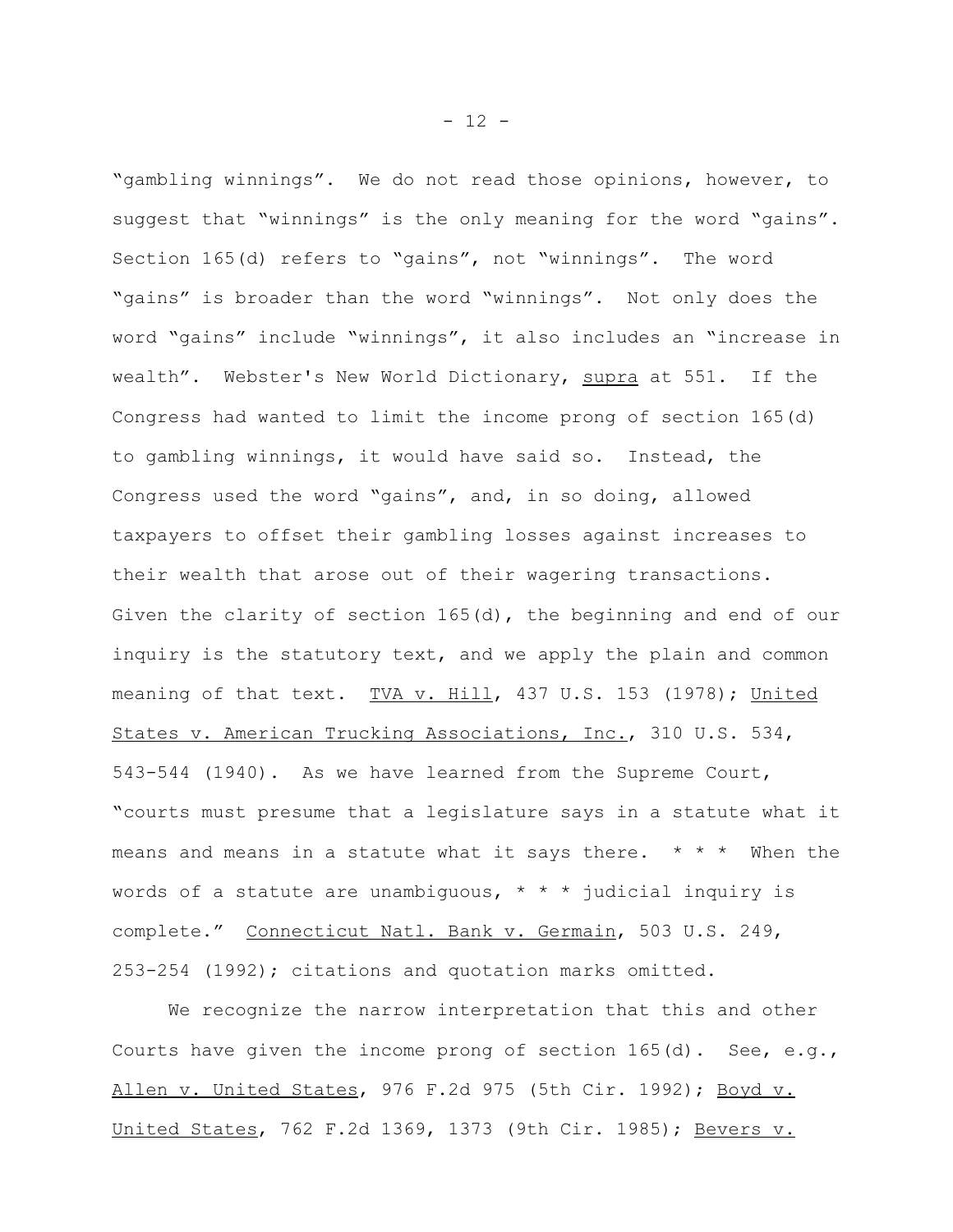"gambling winnings". We do not read those opinions, however, to suggest that "winnings" is the only meaning for the word "gains". Section 165(d) refers to "gains", not "winnings". The word "gains" is broader than the word "winnings". Not only does the word "gains" include "winnings", it also includes an "increase in wealth". Webster's New World Dictionary, supra at 551. If the Congress had wanted to limit the income prong of section 165(d) to gambling winnings, it would have said so. Instead, the Congress used the word "gains", and, in so doing, allowed taxpayers to offset their gambling losses against increases to their wealth that arose out of their wagering transactions. Given the clarity of section 165(d), the beginning and end of our inquiry is the statutory text, and we apply the plain and common meaning of that text. TVA v. Hill, 437 U.S. 153 (1978); United States v. American Trucking Associations, Inc., 310 U.S. 534, 543-544 (1940). As we have learned from the Supreme Court, "courts must presume that a legislature says in a statute what it means and means in a statute what it says there. * * * When the words of a statute are unambiguous, * * * judicial inquiry is complete." Connecticut Natl. Bank v. Germain, 503 U.S. 249, 253-254 (1992); citations and quotation marks omitted.

We recognize the narrow interpretation that this and other Courts have given the income prong of section 165(d). See, e.g., Allen v. United States, 976 F.2d 975 (5th Cir. 1992); Boyd v. United States, 762 F.2d 1369, 1373 (9th Cir. 1985); Bevers v.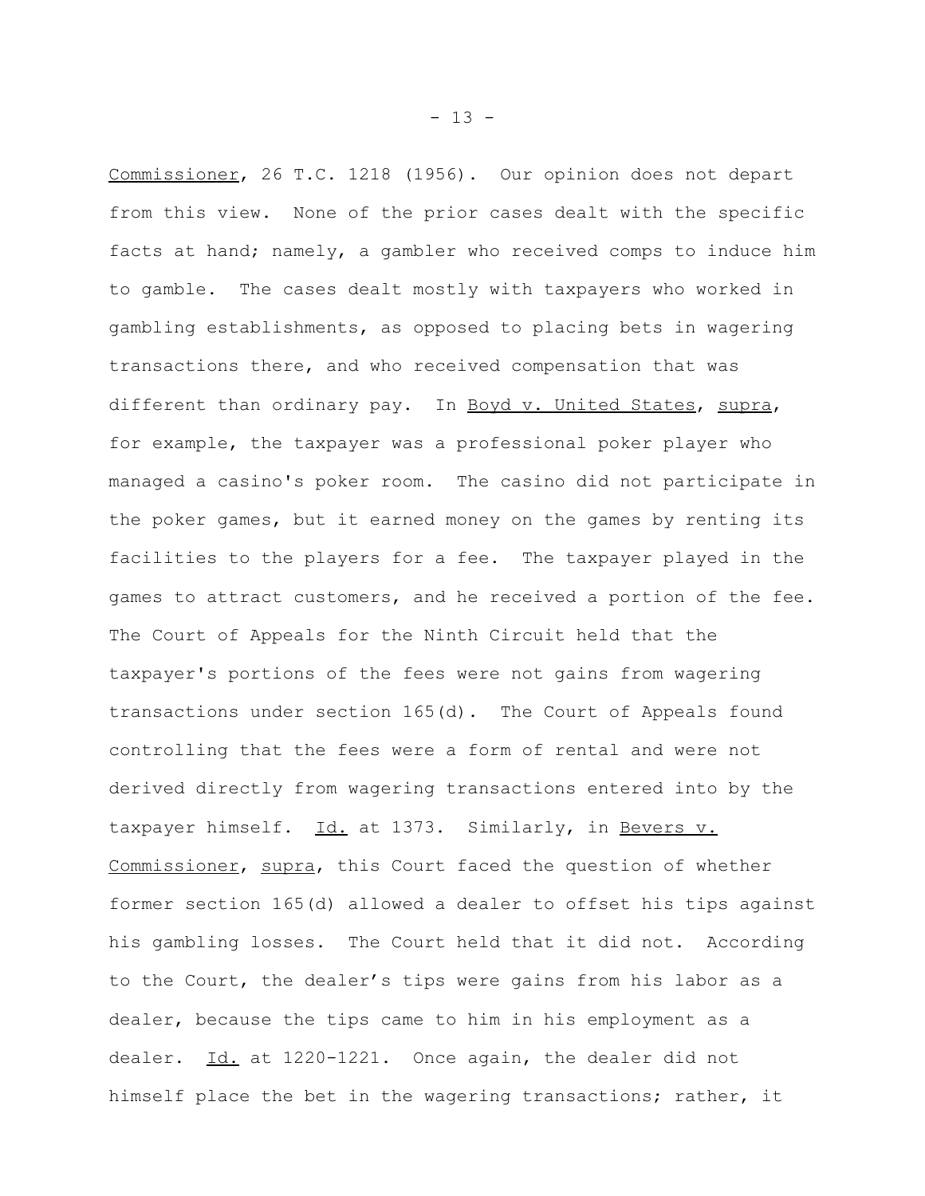Commissioner, 26 T.C. 1218 (1956). Our opinion does not depart from this view. None of the prior cases dealt with the specific facts at hand; namely, a gambler who received comps to induce him to gamble. The cases dealt mostly with taxpayers who worked in gambling establishments, as opposed to placing bets in wagering transactions there, and who received compensation that was different than ordinary pay. In Boyd v. United States, supra, for example, the taxpayer was a professional poker player who managed a casino's poker room. The casino did not participate in the poker games, but it earned money on the games by renting its facilities to the players for a fee. The taxpayer played in the games to attract customers, and he received a portion of the fee. The Court of Appeals for the Ninth Circuit held that the taxpayer's portions of the fees were not gains from wagering transactions under section 165(d). The Court of Appeals found controlling that the fees were a form of rental and were not derived directly from wagering transactions entered into by the taxpayer himself. Id. at 1373. Similarly, in Bevers v. Commissioner, supra, this Court faced the question of whether former section 165(d) allowed a dealer to offset his tips against his gambling losses. The Court held that it did not. According to the Court, the dealer's tips were gains from his labor as a dealer, because the tips came to him in his employment as a dealer. Id. at 1220-1221. Once again, the dealer did not himself place the bet in the wagering transactions; rather, it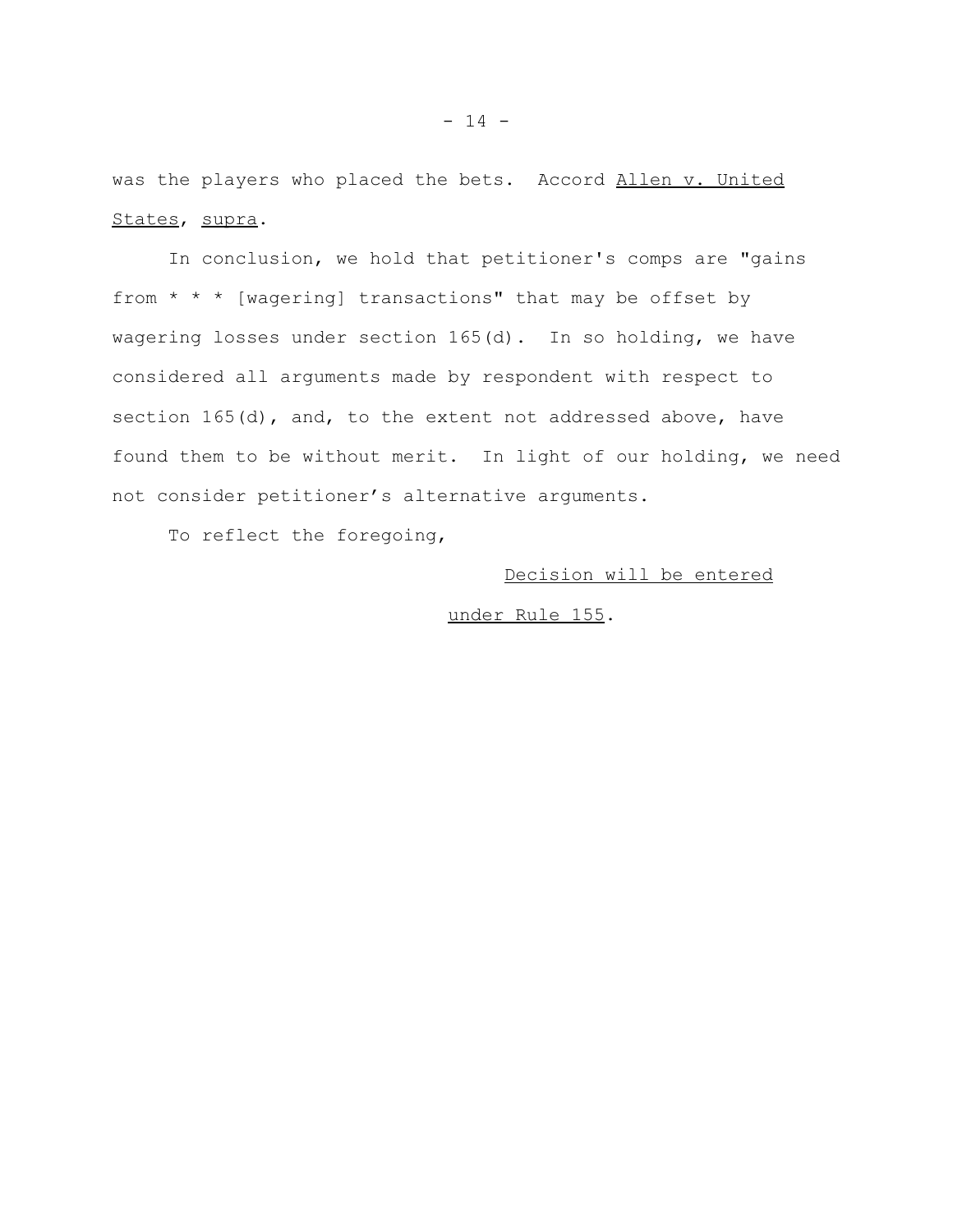was the players who placed the bets. Accord _Allen v. United States_, _supra_.

In conclusion, we hold that petitioner's comps are "gains from * * * [wagering] transactions" that may be offset by wagering losses under section 165(d). In so holding, we have considered all arguments made by respondent with respect to section 165(d), and, to the extent not addressed above, have found them to be without merit. In light of our holding, we need not consider petitioner’s alternative arguments.

To reflect the foregoing,

_Decision will be entered under Rule 155_.